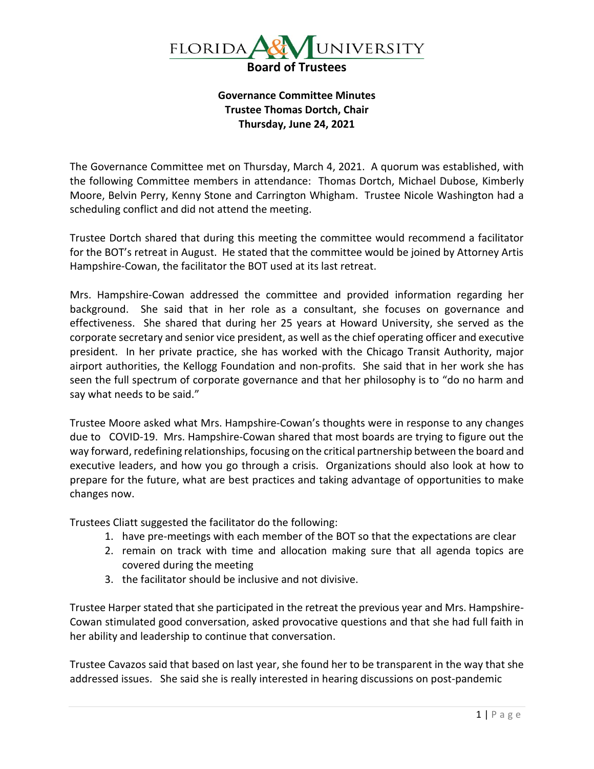# FLORIDA A&M UNIVERSITY
## Board of Trustees

### Governance Committee Minutes
### Trustee Thomas Dortch, Chair
### Thursday, June 24, 2021

The Governance Committee met on Thursday, March 4, 2021. A quorum was established, with the following Committee members in attendance: Thomas Dortch, Michael Dubose, Kimberly Moore, Belvin Perry, Kenny Stone and Carrington Whigham. Trustee Nicole Washington had a scheduling conflict and did not attend the meeting.

Trustee Dortch shared that during this meeting the committee would recommend a facilitator for the BOT's retreat in August. He stated that the committee would be joined by Attorney Artis Hampshire-Cowan, the facilitator the BOT used at its last retreat.

Mrs. Hampshire-Cowan addressed the committee and provided information regarding her background. She said that in her role as a consultant, she focuses on governance and effectiveness. She shared that during her 25 years at Howard University, she served as the corporate secretary and senior vice president, as well as the chief operating officer and executive president. In her private practice, she has worked with the Chicago Transit Authority, major airport authorities, the Kellogg Foundation and non-profits. She said that in her work she has seen the full spectrum of corporate governance and that her philosophy is to "do no harm and say what needs to be said."

Trustee Moore asked what Mrs. Hampshire-Cowan's thoughts were in response to any changes due to COVID-19. Mrs. Hampshire-Cowan shared that most boards are trying to figure out the way forward, redefining relationships, focusing on the critical partnership between the board and executive leaders, and how you go through a crisis. Organizations should also look at how to prepare for the future, what are best practices and taking advantage of opportunities to make changes now.

Trustees Cliatt suggested the facilitator do the following:

1. have pre-meetings with each member of the BOT so that the expectations are clear
2. remain on track with time and allocation making sure that all agenda topics are covered during the meeting
3. the facilitator should be inclusive and not divisive.

Trustee Harper stated that she participated in the retreat the previous year and Mrs. Hampshire-Cowan stimulated good conversation, asked provocative questions and that she had full faith in her ability and leadership to continue that conversation.

Trustee Cavazos said that based on last year, she found her to be transparent in the way that she addressed issues. She said she is really interested in hearing discussions on post-pandemic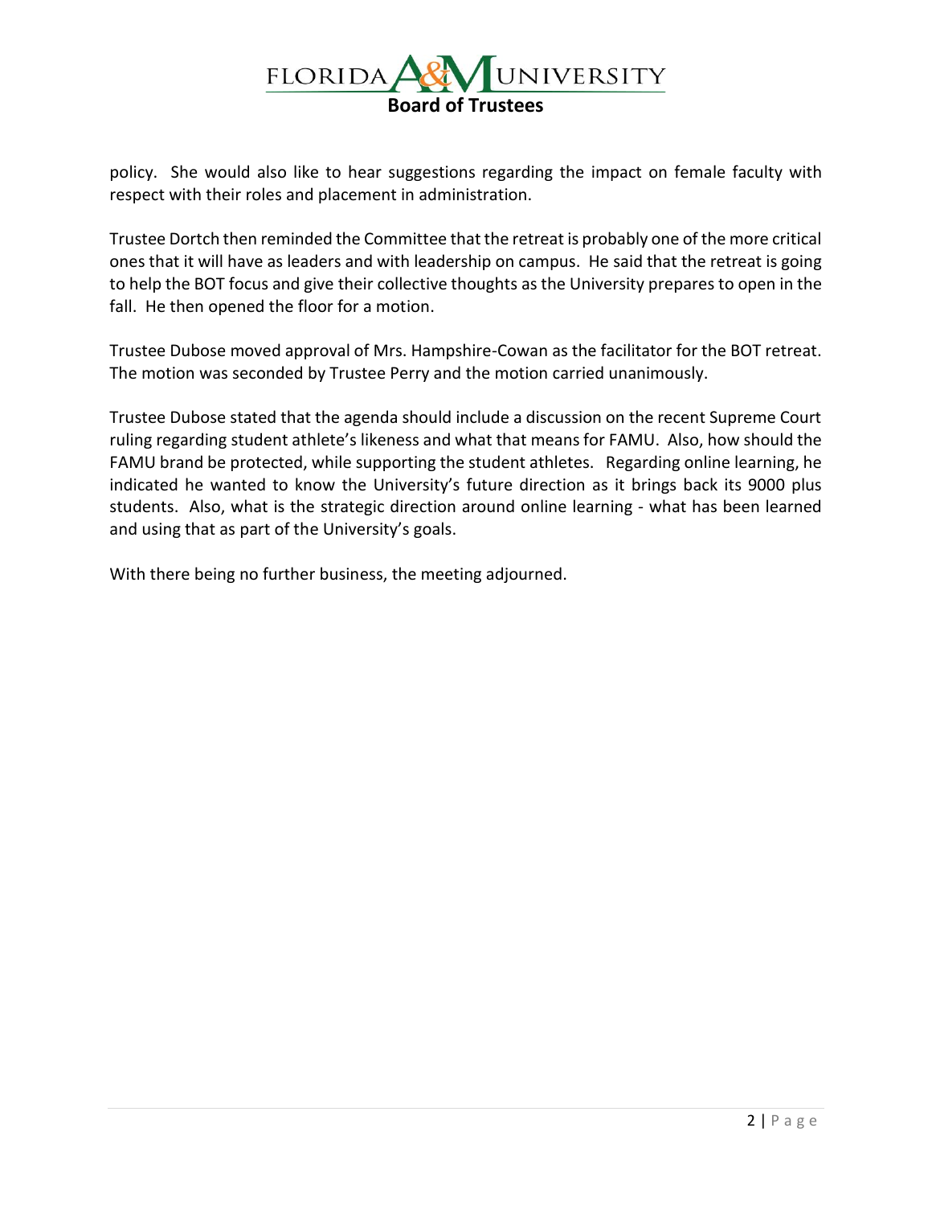policy. She would also like to hear suggestions regarding the impact on female faculty with respect with their roles and placement in administration.

Trustee Dortch then reminded the Committee that the retreat is probably one of the more critical ones that it will have as leaders and with leadership on campus. He said that the retreat is going to help the BOT focus and give their collective thoughts as the University prepares to open in the fall. He then opened the floor for a motion.

Trustee Dubose moved approval of Mrs. Hampshire-Cowan as the facilitator for the BOT retreat. The motion was seconded by Trustee Perry and the motion carried unanimously.

Trustee Dubose stated that the agenda should include a discussion on the recent Supreme Court ruling regarding student athlete's likeness and what that means for FAMU. Also, how should the FAMU brand be protected, while supporting the student athletes. Regarding online learning, he indicated he wanted to know the University's future direction as it brings back its 9000 plus students. Also, what is the strategic direction around online learning - what has been learned and using that as part of the University's goals.

With there being no further business, the meeting adjourned.